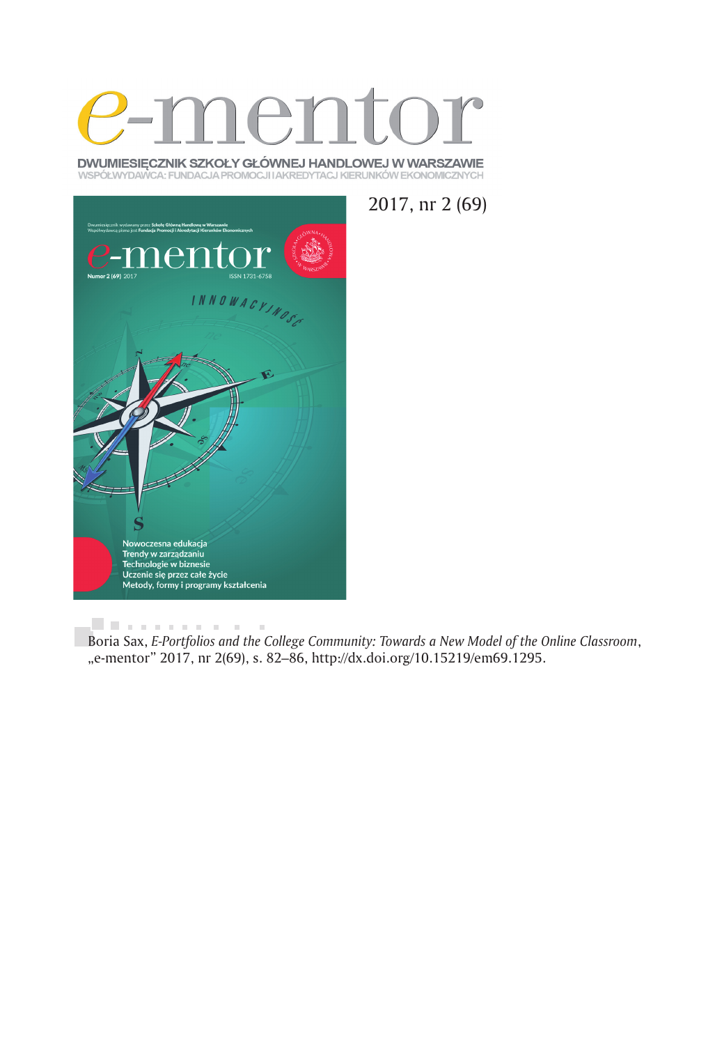# e-mentor

**DWUMIESIĘCZNIK SZKOŁY GŁÓWNEJ HANDLOWEJ W WARSZAWIE**
WSPÓŁWYDAWCA: FUNDACJA PROMOCJI I AKREDYTACJI KIERUNKÓW EKONOMICZNYCH

2017, nr 2 (69)

Boria Sax, *E-Portfolios and the College Community: Towards a New Model of the Online Classroom*, „e-mentor" 2017, nr 2(69), s. 82–86, http://dx.doi.org/10.15219/em69.1295.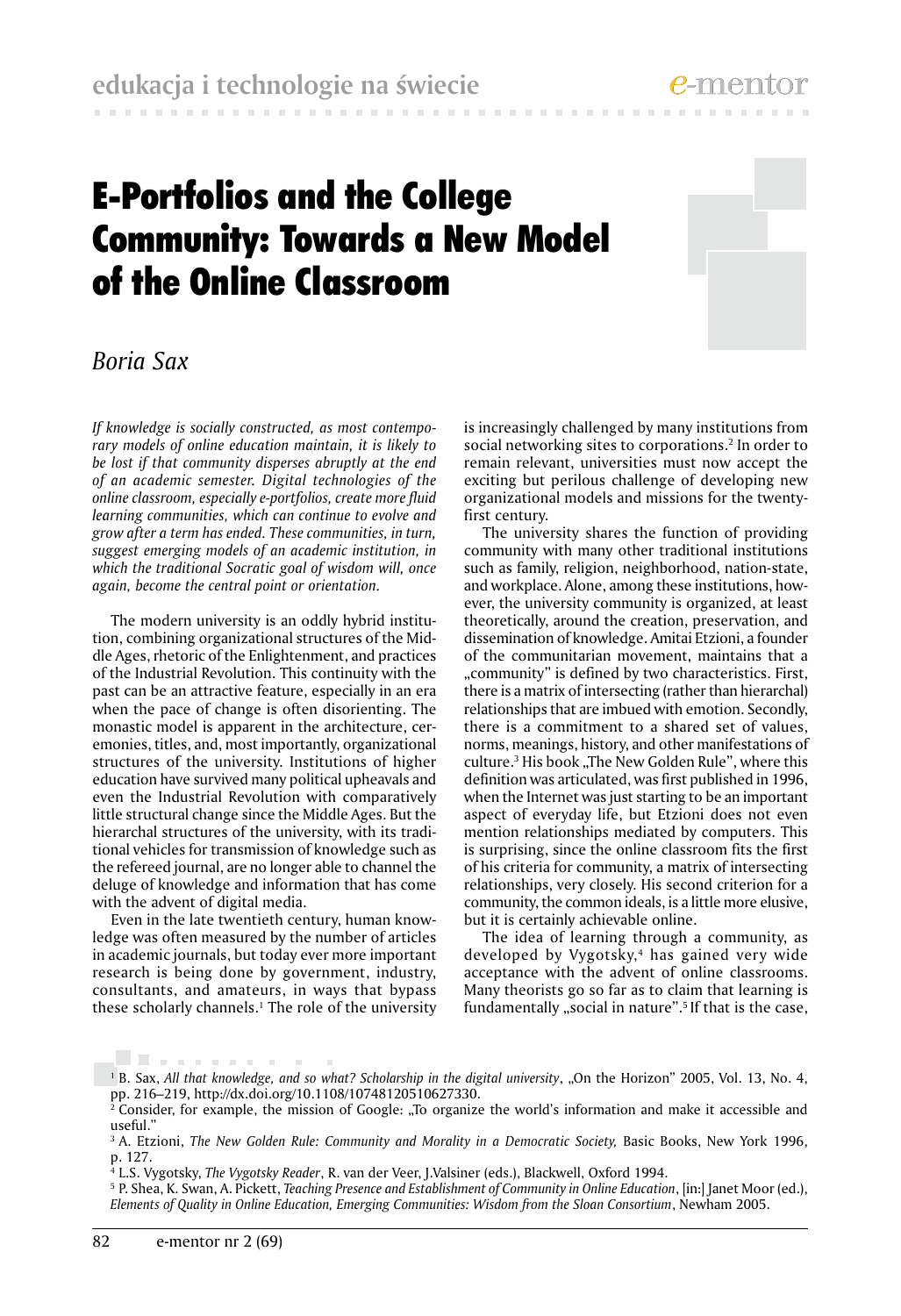# E-Portfolios and the College Community: Towards a New Model of the Online Classroom

*Boria Sax*

*If knowledge is socially constructed, as most contemporary models of online education maintain, it is likely to be lost if that community disperses abruptly at the end of an academic semester. Digital technologies of the online classroom, especially e-portfolios, create more fluid learning communities, which can continue to evolve and grow after a term has ended. These communities, in turn, suggest emerging models of an academic institution, in which the traditional Socratic goal of wisdom will, once again, become the central point or orientation.*

The modern university is an oddly hybrid institution, combining organizational structures of the Middle Ages, rhetoric of the Enlightenment, and practices of the Industrial Revolution. This continuity with the past can be an attractive feature, especially in an era when the pace of change is often disorienting. The monastic model is apparent in the architecture, ceremonies, titles, and, most importantly, organizational structures of the university. Institutions of higher education have survived many political upheavals and even the Industrial Revolution with comparatively little structural change since the Middle Ages. But the hierarchal structures of the university, with its traditional vehicles for transmission of knowledge such as the refereed journal, are no longer able to channel the deluge of knowledge and information that has come with the advent of digital media.

Even in the late twentieth century, human knowledge was often measured by the number of articles in academic journals, but today ever more important research is being done by government, industry, consultants, and amateurs, in ways that bypass these scholarly channels.[1] The role of the university is increasingly challenged by many institutions from social networking sites to corporations.[2] In order to remain relevant, universities must now accept the exciting but perilous challenge of developing new organizational models and missions for the twenty-first century.

The university shares the function of providing community with many other traditional institutions such as family, religion, neighborhood, nation-state, and workplace. Alone, among these institutions, however, the university community is organized, at least theoretically, around the creation, preservation, and dissemination of knowledge. Amitai Etzioni, a founder of the communitarian movement, maintains that a „community" is defined by two characteristics. First, there is a matrix of intersecting (rather than hierarchal) relationships that are imbued with emotion. Secondly, there is a commitment to a shared set of values, norms, meanings, history, and other manifestations of culture.[3] His book „The New Golden Rule", where this definition was articulated, was first published in 1996, when the Internet was just starting to be an important aspect of everyday life, but Etzioni does not even mention relationships mediated by computers. This is surprising, since the online classroom fits the first of his criteria for community, a matrix of intersecting relationships, very closely. His second criterion for a community, the common ideals, is a little more elusive, but it is certainly achievable online.

The idea of learning through a community, as developed by Vygotsky,[4] has gained very wide acceptance with the advent of online classrooms. Many theorists go so far as to claim that learning is fundamentally „social in nature".[5] If that is the case,

---

[1] B. Sax, *All that knowledge, and so what? Scholarship in the digital university*, „On the Horizon" 2005, Vol. 13, No. 4, pp. 216–219, http://dx.doi.org/10.1108/10748120510627330.

[2] Consider, for example, the mission of Google: „To organize the world's information and make it accessible and useful."

[3] A. Etzioni, *The New Golden Rule: Community and Morality in a Democratic Society,* Basic Books, New York 1996, p. 127.

[4] L.S. Vygotsky, *The Vygotsky Reader*, R. van der Veer, J.Valsiner (eds.), Blackwell, Oxford 1994.

[5] P. Shea, K. Swan, A. Pickett, *Teaching Presence and Establishment of Community in Online Education*, [in:] Janet Moor (ed.), *Elements of Quality in Online Education, Emerging Communities: Wisdom from the Sloan Consortium*, Newham 2005.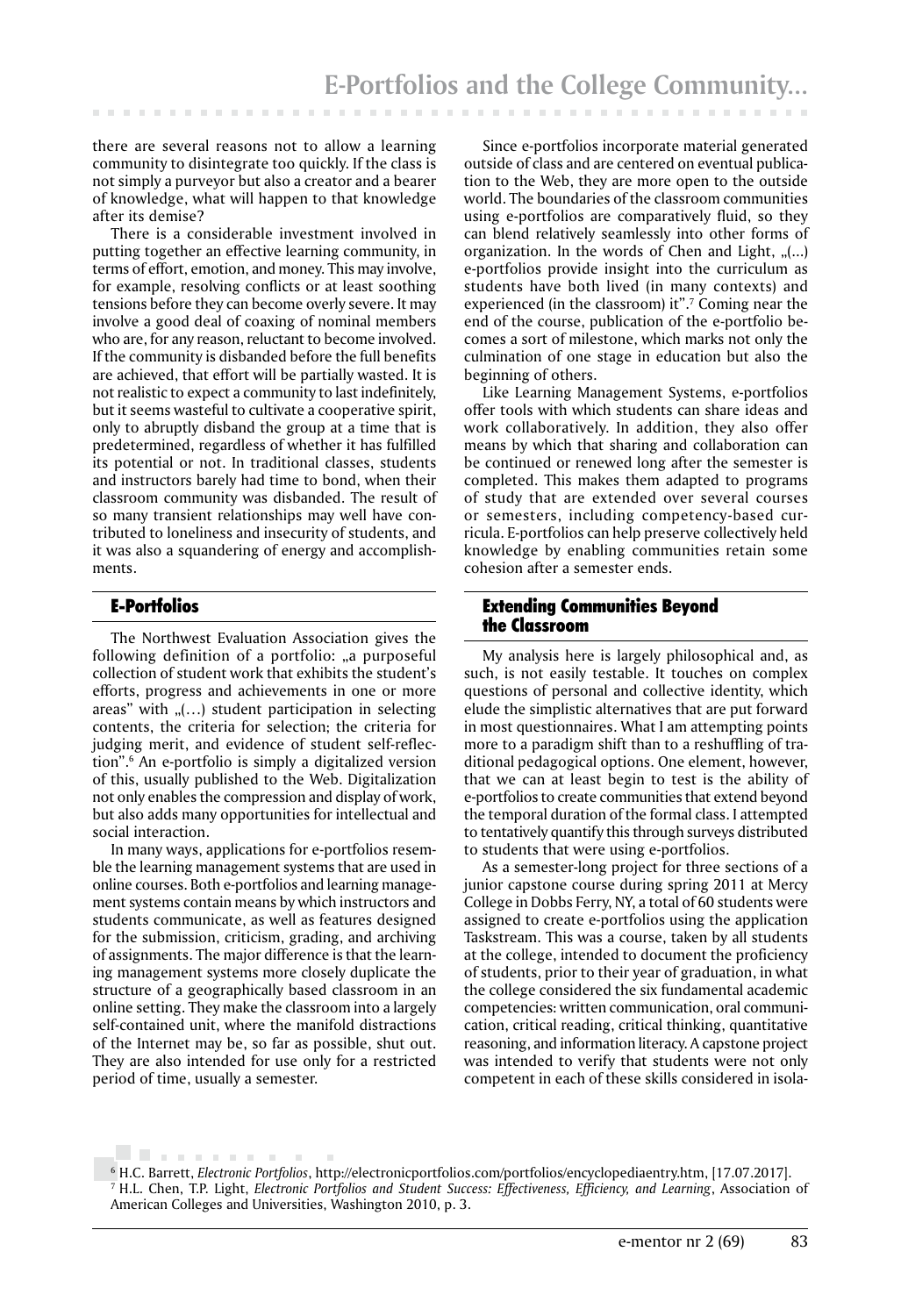there are several reasons not to allow a learning community to disintegrate too quickly. If the class is not simply a purveyor but also a creator and a bearer of knowledge, what will happen to that knowledge after its demise?

There is a considerable investment involved in putting together an effective learning community, in terms of effort, emotion, and money. This may involve, for example, resolving conflicts or at least soothing tensions before they can become overly severe. It may involve a good deal of coaxing of nominal members who are, for any reason, reluctant to become involved. If the community is disbanded before the full benefits are achieved, that effort will be partially wasted. It is not realistic to expect a community to last indefinitely, but it seems wasteful to cultivate a cooperative spirit, only to abruptly disband the group at a time that is predetermined, regardless of whether it has fulfilled its potential or not. In traditional classes, students and instructors barely had time to bond, when their classroom community was disbanded. The result of so many transient relationships may well have contributed to loneliness and insecurity of students, and it was also a squandering of energy and accomplishments.

## E-Portfolios

The Northwest Evaluation Association gives the following definition of a portfolio: „a purposeful collection of student work that exhibits the student's efforts, progress and achievements in one or more areas" with „(…) student participation in selecting contents, the criteria for selection; the criteria for judging merit, and evidence of student self-reflection".[6] An e-portfolio is simply a digitalized version of this, usually published to the Web. Digitalization not only enables the compression and display of work, but also adds many opportunities for intellectual and social interaction.

In many ways, applications for e-portfolios resemble the learning management systems that are used in online courses. Both e-portfolios and learning management systems contain means by which instructors and students communicate, as well as features designed for the submission, criticism, grading, and archiving of assignments. The major difference is that the learning management systems more closely duplicate the structure of a geographically based classroom in an online setting. They make the classroom into a largely self-contained unit, where the manifold distractions of the Internet may be, so far as possible, shut out. They are also intended for use only for a restricted period of time, usually a semester.

Since e-portfolios incorporate material generated outside of class and are centered on eventual publication to the Web, they are more open to the outside world. The boundaries of the classroom communities using e-portfolios are comparatively fluid, so they can blend relatively seamlessly into other forms of organization. In the words of Chen and Light, „(...) e-portfolios provide insight into the curriculum as students have both lived (in many contexts) and experienced (in the classroom) it".[7] Coming near the end of the course, publication of the e-portfolio becomes a sort of milestone, which marks not only the culmination of one stage in education but also the beginning of others.

Like Learning Management Systems, e-portfolios offer tools with which students can share ideas and work collaboratively. In addition, they also offer means by which that sharing and collaboration can be continued or renewed long after the semester is completed. This makes them adapted to programs of study that are extended over several courses or semesters, including competency-based curricula. E-portfolios can help preserve collectively held knowledge by enabling communities retain some cohesion after a semester ends.

## Extending Communities Beyond the Classroom

My analysis here is largely philosophical and, as such, is not easily testable. It touches on complex questions of personal and collective identity, which elude the simplistic alternatives that are put forward in most questionnaires. What I am attempting points more to a paradigm shift than to a reshuffling of traditional pedagogical options. One element, however, that we can at least begin to test is the ability of e-portfolios to create communities that extend beyond the temporal duration of the formal class. I attempted to tentatively quantify this through surveys distributed to students that were using e-portfolios.

As a semester-long project for three sections of a junior capstone course during spring 2011 at Mercy College in Dobbs Ferry, NY, a total of 60 students were assigned to create e-portfolios using the application Taskstream. This was a course, taken by all students at the college, intended to document the proficiency of students, prior to their year of graduation, in what the college considered the six fundamental academic competencies: written communication, oral communication, critical reading, critical thinking, quantitative reasoning, and information literacy. A capstone project was intended to verify that students were not only competent in each of these skills considered in isola-

[6] H.C. Barrett, *Electronic Portfolios*, http://electronicportfolios.com/portfolios/encyclopediaentry.htm, [17.07.2017].

[7] H.L. Chen, T.P. Light, *Electronic Portfolios and Student Success: Effectiveness, Efficiency, and Learning*, Association of American Colleges and Universities, Washington 2010, p. 3.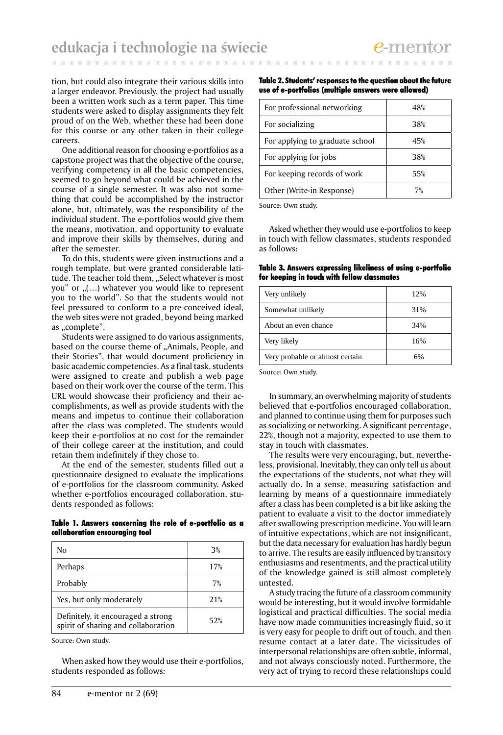tion, but could also integrate their various skills into a larger endeavor. Previously, the project had usually been a written work such as a term paper. This time students were asked to display assignments they felt proud of on the Web, whether these had been done for this course or any other taken in their college careers.

One additional reason for choosing e-portfolios as a capstone project was that the objective of the course, verifying competency in all the basic competencies, seemed to go beyond what could be achieved in the course of a single semester. It was also not something that could be accomplished by the instructor alone, but, ultimately, was the responsibility of the individual student. The e-portfolios would give them the means, motivation, and opportunity to evaluate and improve their skills by themselves, during and after the semester.

To do this, students were given instructions and a rough template, but were granted considerable latitude. The teacher told them, „Select whatever is most you" or „(…) whatever you would like to represent you to the world". So that the students would not feel pressured to conform to a pre-conceived ideal, the web sites were not graded, beyond being marked as „complete".

Students were assigned to do various assignments, based on the course theme of „Animals, People, and their Stories", that would document proficiency in basic academic competencies. As a final task, students were assigned to create and publish a web page based on their work over the course of the term. This URL would showcase their proficiency and their accomplishments, as well as provide students with the means and impetus to continue their collaboration after the class was completed. The students would keep their e-portfolios at no cost for the remainder of their college career at the institution, and could retain them indefinitely if they chose to.

At the end of the semester, students filled out a questionnaire designed to evaluate the implications of e-portfolios for the classroom community. Asked whether e-portfolios encouraged collaboration, students responded as follows:

**Table 1. Answers concerning the role of e-portfolio as a collaboration encouraging tool**

| Answer | % |
|---|---|
| No | 3% |
| Perhaps | 17% |
| Probably | 7% |
| Yes, but only moderately | 21% |
| Definitely, it encouraged a strong spirit of sharing and collaboration | 52% |

Source: Own study.

When asked how they would use their e-portfolios, students responded as follows:

**Table 2. Students' responses to the question about the future use of e-portfolios (multiple answers were allowed)**

| Use | % |
|---|---|
| For professional networking | 48% |
| For socializing | 38% |
| For applying to graduate school | 45% |
| For applying for jobs | 38% |
| For keeping records of work | 55% |
| Other (Write-in Response) | 7% |

Source: Own study.

Asked whether they would use e-portfolios to keep in touch with fellow classmates, students responded as follows:

**Table 3. Answers expressing likeliness of using e-portfolio for keeping in touch with fellow classmates**

| Answer | % |
|---|---|
| Very unlikely | 12% |
| Somewhat unlikely | 31% |
| About an even chance | 34% |
| Very likely | 16% |
| Very probable or almost certain | 6% |

Source: Own study.

In summary, an overwhelming majority of students believed that e-portfolios encouraged collaboration, and planned to continue using them for purposes such as socializing or networking. A significant percentage, 22%, though not a majority, expected to use them to stay in touch with classmates.

The results were very encouraging, but, nevertheless, provisional. Inevitably, they can only tell us about the expectations of the students, not what they will actually do. In a sense, measuring satisfaction and learning by means of a questionnaire immediately after a class has been completed is a bit like asking the patient to evaluate a visit to the doctor immediately after swallowing prescription medicine. You will learn of intuitive expectations, which are not insignificant, but the data necessary for evaluation has hardly begun to arrive. The results are easily influenced by transitory enthusiasms and resentments, and the practical utility of the knowledge gained is still almost completely untested.

A study tracing the future of a classroom community would be interesting, but it would involve formidable logistical and practical difficulties. The social media have now made communities increasingly fluid, so it is very easy for people to drift out of touch, and then resume contact at a later date. The vicissitudes of interpersonal relationships are often subtle, informal, and not always consciously noted. Furthermore, the very act of trying to record these relationships could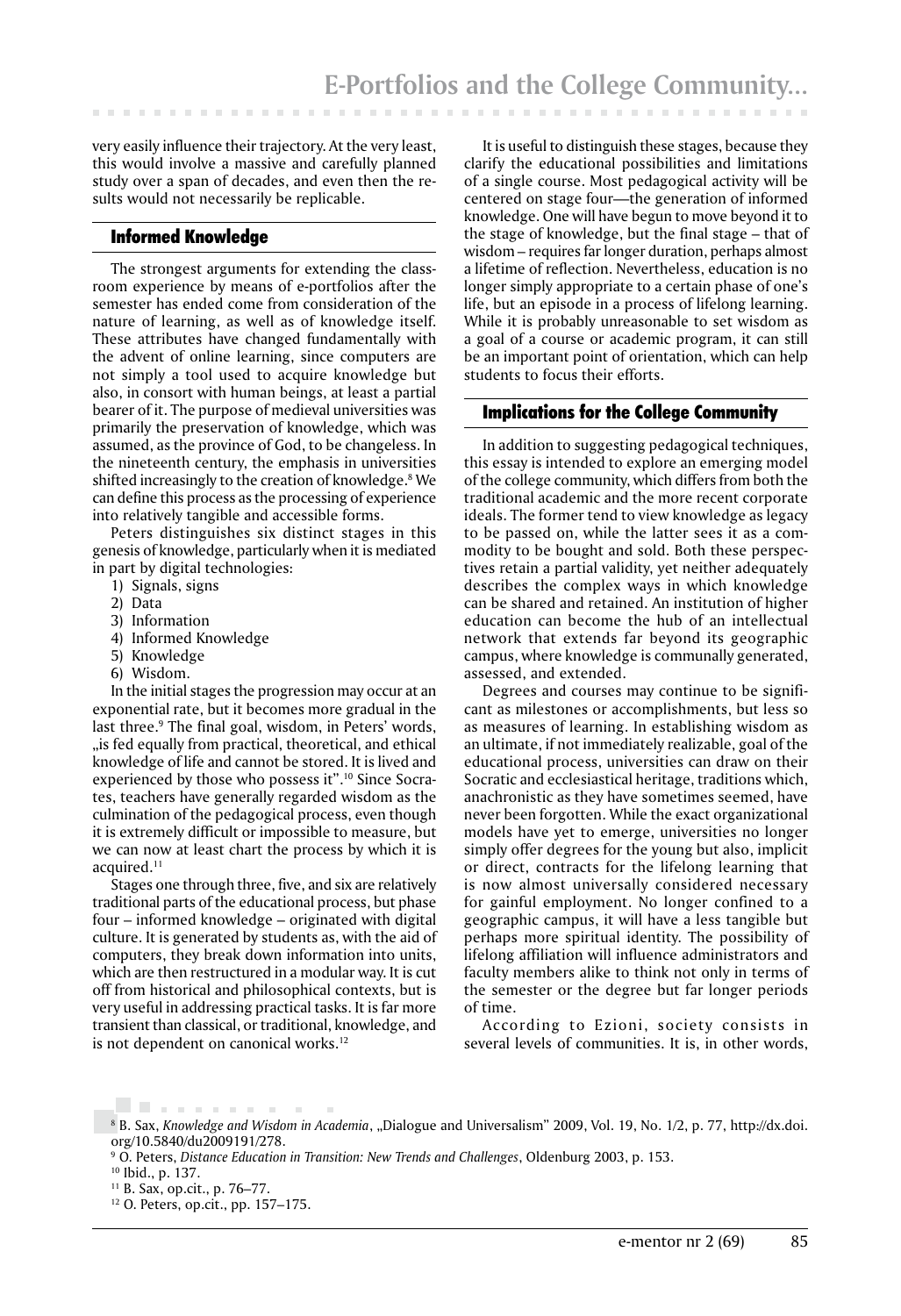very easily influence their trajectory. At the very least, this would involve a massive and carefully planned study over a span of decades, and even then the results would not necessarily be replicable.

## Informed Knowledge

The strongest arguments for extending the classroom experience by means of e-portfolios after the semester has ended come from consideration of the nature of learning, as well as of knowledge itself. These attributes have changed fundamentally with the advent of online learning, since computers are not simply a tool used to acquire knowledge but also, in consort with human beings, at least a partial bearer of it. The purpose of medieval universities was primarily the preservation of knowledge, which was assumed, as the province of God, to be changeless. In the nineteenth century, the emphasis in universities shifted increasingly to the creation of knowledge.[8] We can define this process as the processing of experience into relatively tangible and accessible forms.

Peters distinguishes six distinct stages in this genesis of knowledge, particularly when it is mediated in part by digital technologies:

1) Signals, signs
2) Data
3) Information
4) Informed Knowledge
5) Knowledge
6) Wisdom.

In the initial stages the progression may occur at an exponential rate, but it becomes more gradual in the last three.[9] The final goal, wisdom, in Peters' words, „is fed equally from practical, theoretical, and ethical knowledge of life and cannot be stored. It is lived and experienced by those who possess it".[10] Since Socrates, teachers have generally regarded wisdom as the culmination of the pedagogical process, even though it is extremely difficult or impossible to measure, but we can now at least chart the process by which it is acquired.[11]

Stages one through three, five, and six are relatively traditional parts of the educational process, but phase four – informed knowledge – originated with digital culture. It is generated by students as, with the aid of computers, they break down information into units, which are then restructured in a modular way. It is cut off from historical and philosophical contexts, but is very useful in addressing practical tasks. It is far more transient than classical, or traditional, knowledge, and is not dependent on canonical works.[12]

It is useful to distinguish these stages, because they clarify the educational possibilities and limitations of a single course. Most pedagogical activity will be centered on stage four—the generation of informed knowledge. One will have begun to move beyond it to the stage of knowledge, but the final stage – that of wisdom – requires far longer duration, perhaps almost a lifetime of reflection. Nevertheless, education is no longer simply appropriate to a certain phase of one's life, but an episode in a process of lifelong learning. While it is probably unreasonable to set wisdom as a goal of a course or academic program, it can still be an important point of orientation, which can help students to focus their efforts.

## Implications for the College Community

In addition to suggesting pedagogical techniques, this essay is intended to explore an emerging model of the college community, which differs from both the traditional academic and the more recent corporate ideals. The former tend to view knowledge as legacy to be passed on, while the latter sees it as a commodity to be bought and sold. Both these perspectives retain a partial validity, yet neither adequately describes the complex ways in which knowledge can be shared and retained. An institution of higher education can become the hub of an intellectual network that extends far beyond its geographic campus, where knowledge is communally generated, assessed, and extended.

Degrees and courses may continue to be significant as milestones or accomplishments, but less so as measures of learning. In establishing wisdom as an ultimate, if not immediately realizable, goal of the educational process, universities can draw on their Socratic and ecclesiastical heritage, traditions which, anachronistic as they have sometimes seemed, have never been forgotten. While the exact organizational models have yet to emerge, universities no longer simply offer degrees for the young but also, implicit or direct, contracts for the lifelong learning that is now almost universally considered necessary for gainful employment. No longer confined to a geographic campus, it will have a less tangible but perhaps more spiritual identity. The possibility of lifelong affiliation will influence administrators and faculty members alike to think not only in terms of the semester or the degree but far longer periods of time.

According to Ezioni, society consists in several levels of communities. It is, in other words,

---

[8] B. Sax, *Knowledge and Wisdom in Academia*, „Dialogue and Universalism" 2009, Vol. 19, No. 1/2, p. 77, http://dx.doi.org/10.5840/du2009191/278.

[9] O. Peters, *Distance Education in Transition: New Trends and Challenges*, Oldenburg 2003, p. 153.

[10] Ibid., p. 137.

[11] B. Sax, op.cit., p. 76–77.

[12] O. Peters, op.cit., pp. 157–175.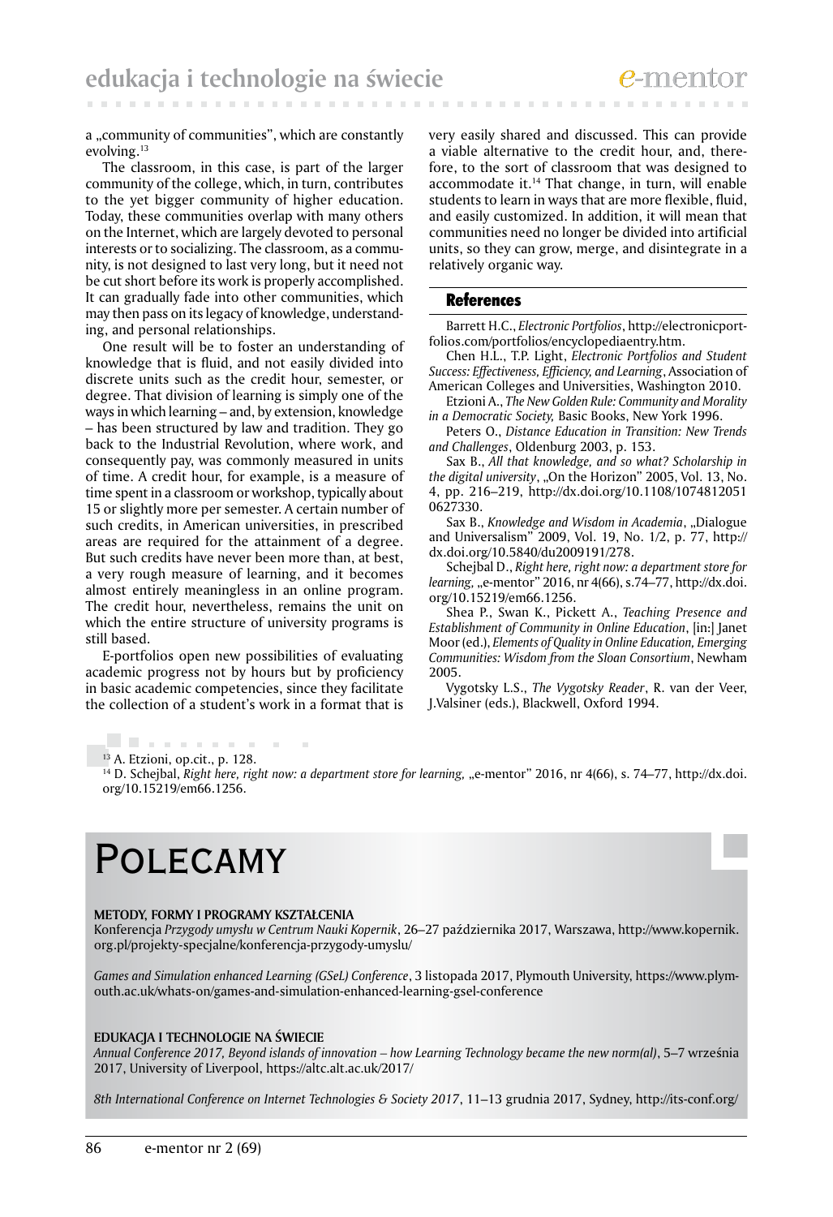a „community of communities", which are constantly evolving.[13]

The classroom, in this case, is part of the larger community of the college, which, in turn, contributes to the yet bigger community of higher education. Today, these communities overlap with many others on the Internet, which are largely devoted to personal interests or to socializing. The classroom, as a community, is not designed to last very long, but it need not be cut short before its work is properly accomplished. It can gradually fade into other communities, which may then pass on its legacy of knowledge, understanding, and personal relationships.

One result will be to foster an understanding of knowledge that is fluid, and not easily divided into discrete units such as the credit hour, semester, or degree. That division of learning is simply one of the ways in which learning – and, by extension, knowledge – has been structured by law and tradition. They go back to the Industrial Revolution, where work, and consequently pay, was commonly measured in units of time. A credit hour, for example, is a measure of time spent in a classroom or workshop, typically about 15 or slightly more per semester. A certain number of such credits, in American universities, in prescribed areas are required for the attainment of a degree. But such credits have never been more than, at best, a very rough measure of learning, and it becomes almost entirely meaningless in an online program. The credit hour, nevertheless, remains the unit on which the entire structure of university programs is still based.

E-portfolios open new possibilities of evaluating academic progress not by hours but by proficiency in basic academic competencies, since they facilitate the collection of a student's work in a format that is very easily shared and discussed. This can provide a viable alternative to the credit hour, and, therefore, to the sort of classroom that was designed to accommodate it.[14] That change, in turn, will enable students to learn in ways that are more flexible, fluid, and easily customized. In addition, it will mean that communities need no longer be divided into artificial units, so they can grow, merge, and disintegrate in a relatively organic way.

## References

Barrett H.C., *Electronic Portfolios*, http://electronicportfolios.com/portfolios/encyclopediaentry.htm.

Chen H.L., T.P. Light, *Electronic Portfolios and Student Success: Effectiveness, Efficiency, and Learning*, Association of American Colleges and Universities, Washington 2010.

Etzioni A., *The New Golden Rule: Community and Morality in a Democratic Society,* Basic Books, New York 1996.

Peters O., *Distance Education in Transition: New Trends and Challenges*, Oldenburg 2003, p. 153.

Sax B., *All that knowledge, and so what? Scholarship in the digital university*, „On the Horizon" 2005, Vol. 13, No. 4, pp. 216–219, http://dx.doi.org/10.1108/10748120510627330.

Sax B., *Knowledge and Wisdom in Academia*, „Dialogue and Universalism" 2009, Vol. 19, No. 1/2, p. 77, http://dx.doi.org/10.5840/du2009191/278.

Schejbal D., *Right here, right now: a department store for learning,* „e-mentor" 2016, nr 4(66), s.74–77, http://dx.doi.org/10.15219/em66.1256.

Shea P., Swan K., Pickett A., *Teaching Presence and Establishment of Community in Online Education*, [in:] Janet Moor (ed.), *Elements of Quality in Online Education, Emerging Communities: Wisdom from the Sloan Consortium*, Newham 2005.

Vygotsky L.S., *The Vygotsky Reader*, R. van der Veer, J.Valsiner (eds.), Blackwell, Oxford 1994.

[13] A. Etzioni, op.cit., p. 128.

[14] D. Schejbal, *Right here, right now: a department store for learning,* „e-mentor" 2016, nr 4(66), s. 74–77, http://dx.doi.org/10.15219/em66.1256.

# Polecamy

**METODY, FORMY I PROGRAMY KSZTAŁCENIA**

Konferencja *Przygody umysłu w Centrum Nauki Kopernik*, 26–27 października 2017, Warszawa, http://www.kopernik.org.pl/projekty-specjalne/konferencja-przygody-umyslu/

*Games and Simulation enhanced Learning (GSeL) Conference*, 3 listopada 2017, Plymouth University, https://www.plymouth.ac.uk/whats-on/games-and-simulation-enhanced-learning-gsel-conference

**EDUKACJA I TECHNOLOGIE NA ŚWIECIE**

*Annual Conference 2017, Beyond islands of innovation – how Learning Technology became the new norm(al)*, 5–7 września 2017, University of Liverpool, https://altc.alt.ac.uk/2017/

*8th International Conference on Internet Technologies & Society 2017*, 11–13 grudnia 2017, Sydney, http://its-conf.org/